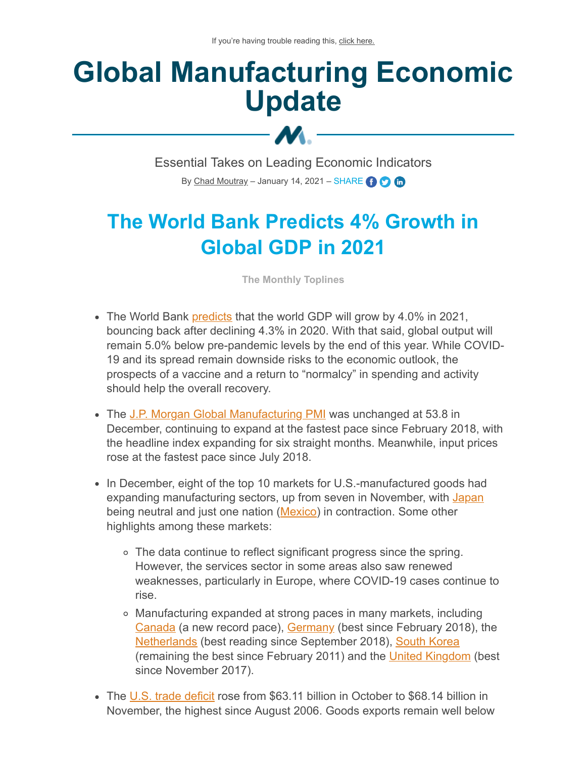If you're having trouble reading this, click here.

# Global Manufacturing Economic Update

Essential Takes on Leading Economic Indicators

By Chad Moutray – January 14, 2021 – SHARE

## The World Bank Predicts 4% Growth in Global GDP in 2021

**The Monthly Toplines**

- The World Bank predicts that the world GDP will grow by 4.0% in 2021, bouncing back after declining 4.3% in 2020. With that said, global output will remain 5.0% below pre-pandemic levels by the end of this year. While COVID-19 and its spread remain downside risks to the economic outlook, the prospects of a vaccine and a return to "normalcy" in spending and activity should help the overall recovery.
- The J.P. Morgan Global Manufacturing PMI was unchanged at 53.8 in December, continuing to expand at the fastest pace since February 2018, with the headline index expanding for six straight months. Meanwhile, input prices rose at the fastest pace since July 2018.
- In December, eight of the top 10 markets for U.S.-manufactured goods had expanding manufacturing sectors, up from seven in November, with Japan being neutral and just one nation (Mexico) in contraction. Some other highlights among these markets:
  - The data continue to reflect significant progress since the spring. However, the services sector in some areas also saw renewed weaknesses, particularly in Europe, where COVID-19 cases continue to rise.
  - Manufacturing expanded at strong paces in many markets, including Canada (a new record pace), Germany (best since February 2018), the Netherlands (best reading since September 2018), South Korea (remaining the best since February 2011) and the United Kingdom (best since November 2017).
- The U.S. trade deficit rose from $63.11 billion in October to $68.14 billion in November, the highest since August 2006. Goods exports remain well below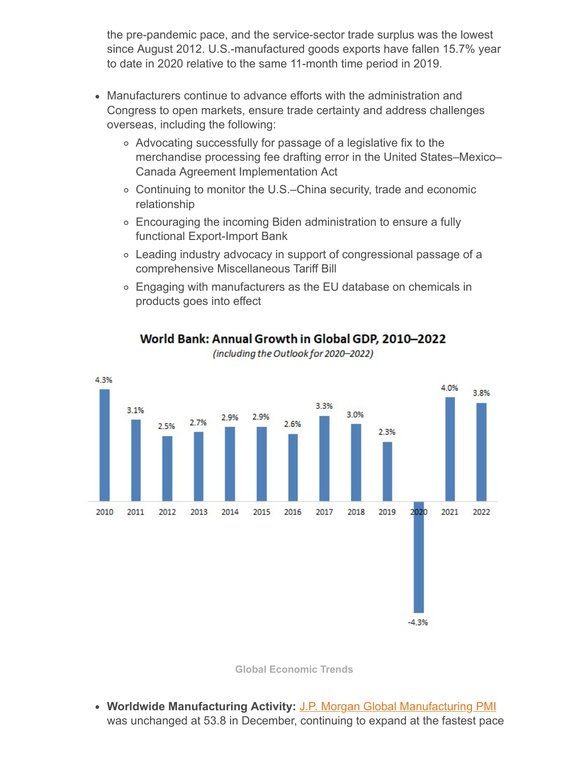the pre-pandemic pace, and the service-sector trade surplus was the lowest since August 2012. U.S.-manufactured goods exports have fallen 15.7% year to date in 2020 relative to the same 11-month time period in 2019.

- Manufacturers continue to advance efforts with the administration and Congress to open markets, ensure trade certainty and address challenges overseas, including the following:
  - Advocating successfully for passage of a legislative fix to the merchandise processing fee drafting error in the United States–Mexico–Canada Agreement Implementation Act
  - Continuing to monitor the U.S.–China security, trade and economic relationship
  - Encouraging the incoming Biden administration to ensure a fully functional Export-Import Bank
  - Leading industry advocacy in support of congressional passage of a comprehensive Miscellaneous Tariff Bill
  - Engaging with manufacturers as the EU database on chemicals in products goes into effect

**World Bank: Annual Growth in Global GDP, 2010–2022**

*(including the Outlook for 2020–2022)*

| Year | Growth |
|---|---|
| 2010 | 4.3% |
| 2011 | 3.1% |
| 2012 | 2.5% |
| 2013 | 2.7% |
| 2014 | 2.9% |
| 2015 | 2.9% |
| 2016 | 2.6% |
| 2017 | 3.3% |
| 2018 | 3.0% |
| 2019 | 2.3% |
| 2020 | -4.3% |
| 2021 | 4.0% |
| 2022 | 3.8% |

**Global Economic Trends**

- **Worldwide Manufacturing Activity:** J.P. Morgan Global Manufacturing PMI was unchanged at 53.8 in December, continuing to expand at the fastest pace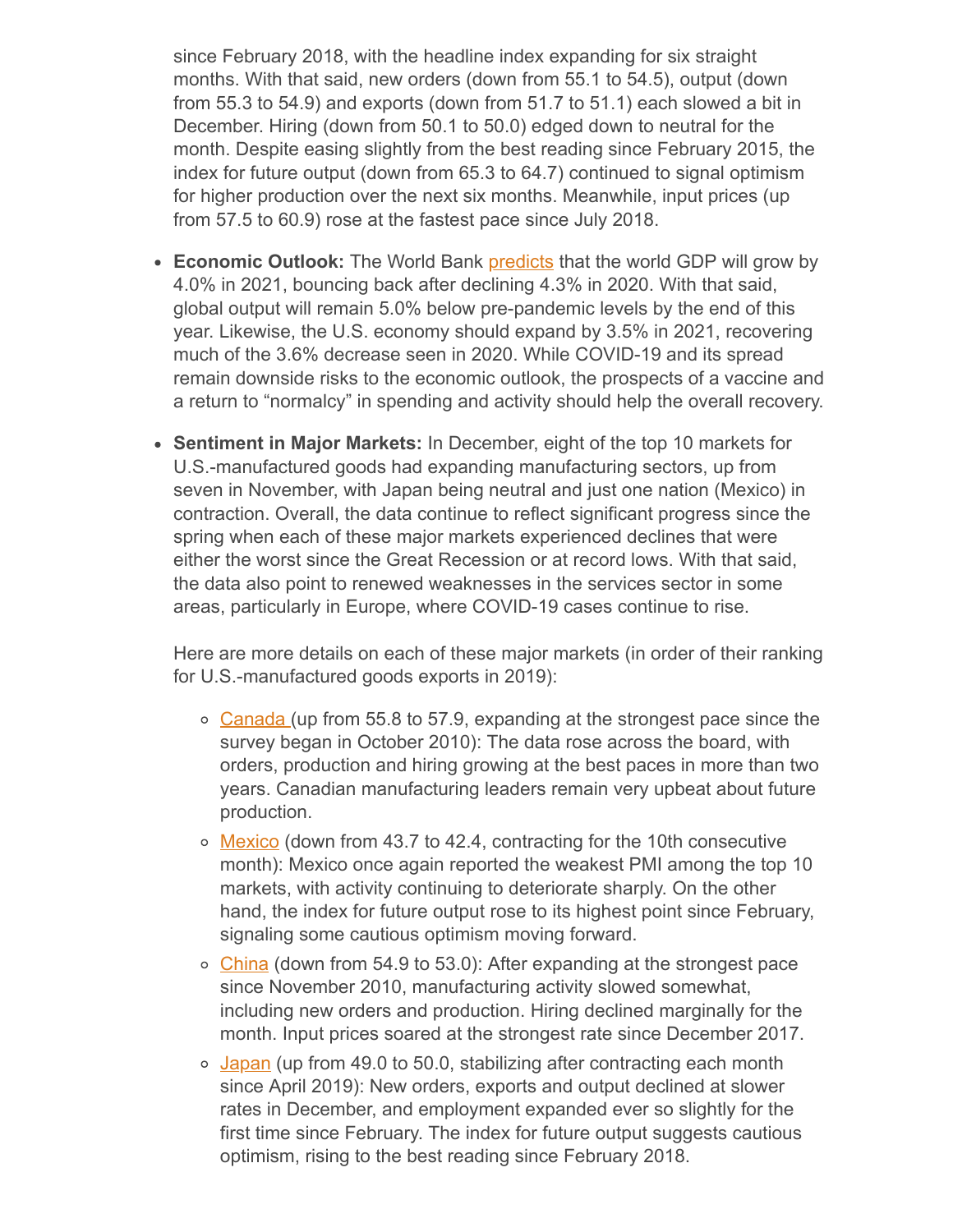since February 2018, with the headline index expanding for six straight months. With that said, new orders (down from 55.1 to 54.5), output (down from 55.3 to 54.9) and exports (down from 51.7 to 51.1) each slowed a bit in December. Hiring (down from 50.1 to 50.0) edged down to neutral for the month. Despite easing slightly from the best reading since February 2015, the index for future output (down from 65.3 to 64.7) continued to signal optimism for higher production over the next six months. Meanwhile, input prices (up from 57.5 to 60.9) rose at the fastest pace since July 2018.

- **Economic Outlook:** The World Bank predicts that the world GDP will grow by 4.0% in 2021, bouncing back after declining 4.3% in 2020. With that said, global output will remain 5.0% below pre-pandemic levels by the end of this year. Likewise, the U.S. economy should expand by 3.5% in 2021, recovering much of the 3.6% decrease seen in 2020. While COVID-19 and its spread remain downside risks to the economic outlook, the prospects of a vaccine and a return to "normalcy" in spending and activity should help the overall recovery.

- **Sentiment in Major Markets:** In December, eight of the top 10 markets for U.S.-manufactured goods had expanding manufacturing sectors, up from seven in November, with Japan being neutral and just one nation (Mexico) in contraction. Overall, the data continue to reflect significant progress since the spring when each of these major markets experienced declines that were either the worst since the Great Recession or at record lows. With that said, the data also point to renewed weaknesses in the services sector in some areas, particularly in Europe, where COVID-19 cases continue to rise.

  Here are more details on each of these major markets (in order of their ranking for U.S.-manufactured goods exports in 2019):

  - Canada (up from 55.8 to 57.9, expanding at the strongest pace since the survey began in October 2010): The data rose across the board, with orders, production and hiring growing at the best paces in more than two years. Canadian manufacturing leaders remain very upbeat about future production.
  - Mexico (down from 43.7 to 42.4, contracting for the 10th consecutive month): Mexico once again reported the weakest PMI among the top 10 markets, with activity continuing to deteriorate sharply. On the other hand, the index for future output rose to its highest point since February, signaling some cautious optimism moving forward.
  - China (down from 54.9 to 53.0): After expanding at the strongest pace since November 2010, manufacturing activity slowed somewhat, including new orders and production. Hiring declined marginally for the month. Input prices soared at the strongest rate since December 2017.
  - Japan (up from 49.0 to 50.0, stabilizing after contracting each month since April 2019): New orders, exports and output declined at slower rates in December, and employment expanded ever so slightly for the first time since February. The index for future output suggests cautious optimism, rising to the best reading since February 2018.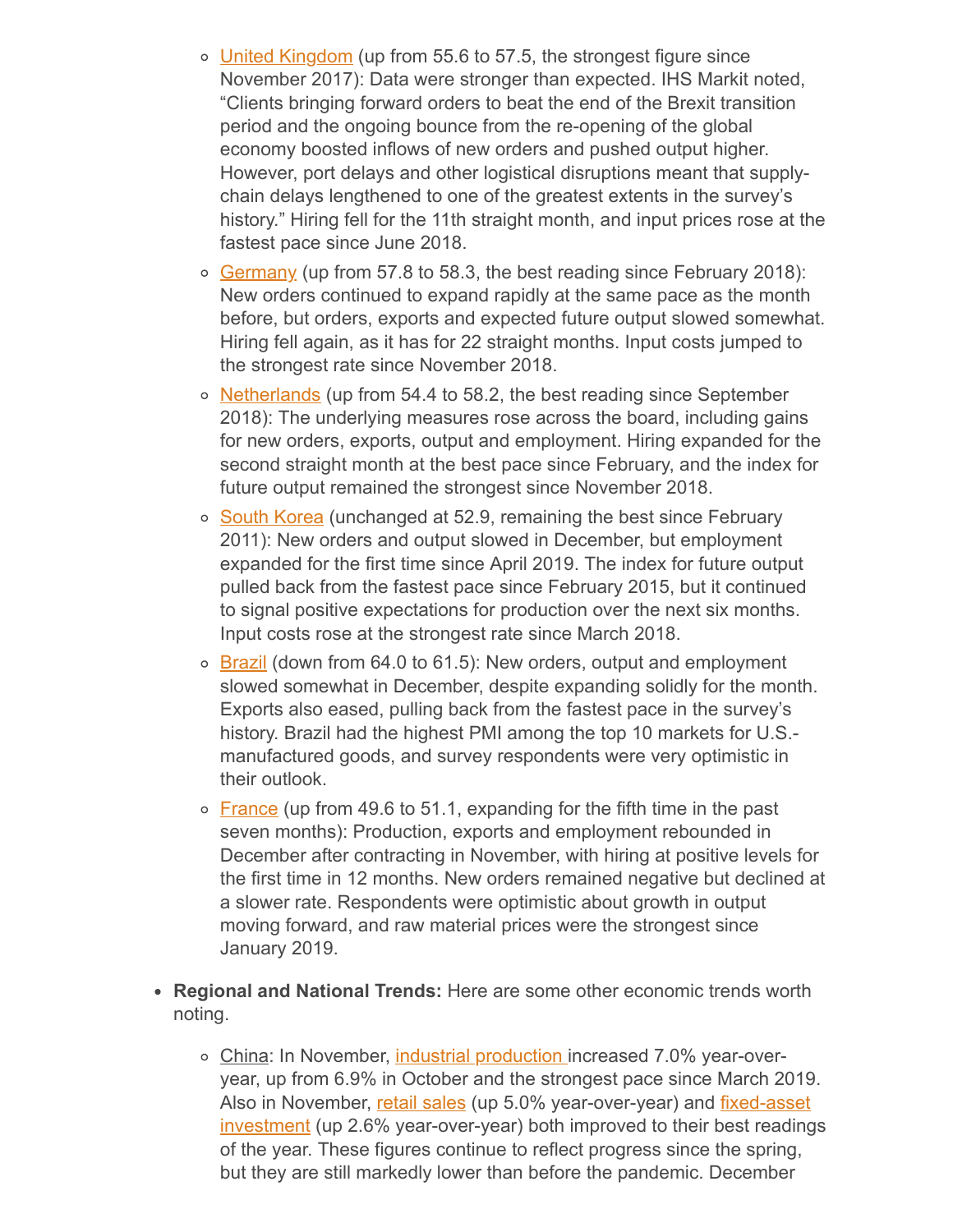- [United Kingdom](#) (up from 55.6 to 57.5, the strongest figure since November 2017): Data were stronger than expected. IHS Markit noted, "Clients bringing forward orders to beat the end of the Brexit transition period and the ongoing bounce from the re-opening of the global economy boosted inflows of new orders and pushed output higher. However, port delays and other logistical disruptions meant that supply-chain delays lengthened to one of the greatest extents in the survey's history." Hiring fell for the 11th straight month, and input prices rose at the fastest pace since June 2018.
- [Germany](#) (up from 57.8 to 58.3, the best reading since February 2018): New orders continued to expand rapidly at the same pace as the month before, but orders, exports and expected future output slowed somewhat. Hiring fell again, as it has for 22 straight months. Input costs jumped to the strongest rate since November 2018.
- [Netherlands](#) (up from 54.4 to 58.2, the best reading since September 2018): The underlying measures rose across the board, including gains for new orders, exports, output and employment. Hiring expanded for the second straight month at the best pace since February, and the index for future output remained the strongest since November 2018.
- [South Korea](#) (unchanged at 52.9, remaining the best since February 2011): New orders and output slowed in December, but employment expanded for the first time since April 2019. The index for future output pulled back from the fastest pace since February 2015, but it continued to signal positive expectations for production over the next six months. Input costs rose at the strongest rate since March 2018.
- [Brazil](#) (down from 64.0 to 61.5): New orders, output and employment slowed somewhat in December, despite expanding solidly for the month. Exports also eased, pulling back from the fastest pace in the survey's history. Brazil had the highest PMI among the top 10 markets for U.S.-manufactured goods, and survey respondents were very optimistic in their outlook.
- [France](#) (up from 49.6 to 51.1, expanding for the fifth time in the past seven months): Production, exports and employment rebounded in December after contracting in November, with hiring at positive levels for the first time in 12 months. New orders remained negative but declined at a slower rate. Respondents were optimistic about growth in output moving forward, and raw material prices were the strongest since January 2019.

- **Regional and National Trends:** Here are some other economic trends worth noting.
  - China: In November, [industrial production](#) increased 7.0% year-over-year, up from 6.9% in October and the strongest pace since March 2019. Also in November, [retail sales](#) (up 5.0% year-over-year) and [fixed-asset investment](#) (up 2.6% year-over-year) both improved to their best readings of the year. These figures continue to reflect progress since the spring, but they are still markedly lower than before the pandemic. December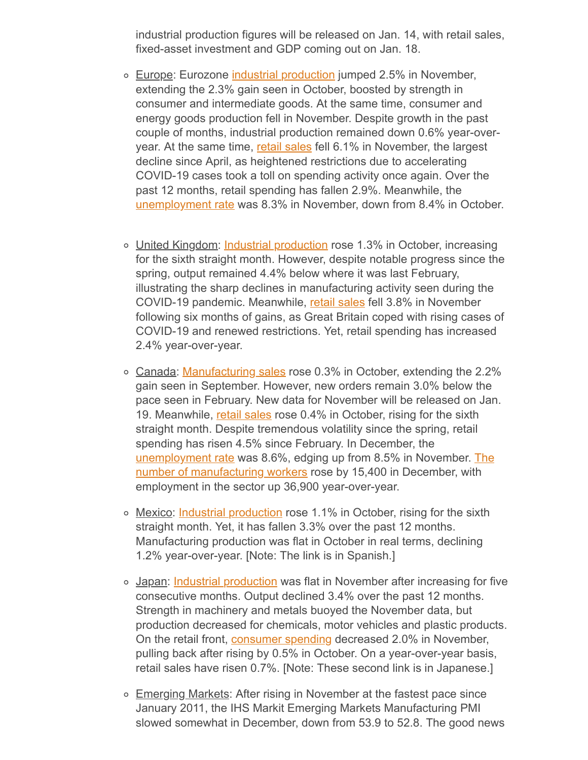industrial production figures will be released on Jan. 14, with retail sales, fixed-asset investment and GDP coming out on Jan. 18.

- Europe: Eurozone industrial production jumped 2.5% in November, extending the 2.3% gain seen in October, boosted by strength in consumer and intermediate goods. At the same time, consumer and energy goods production fell in November. Despite growth in the past couple of months, industrial production remained down 0.6% year-over-year. At the same time, retail sales fell 6.1% in November, the largest decline since April, as heightened restrictions due to accelerating COVID-19 cases took a toll on spending activity once again. Over the past 12 months, retail spending has fallen 2.9%. Meanwhile, the unemployment rate was 8.3% in November, down from 8.4% in October.

- United Kingdom: Industrial production rose 1.3% in October, increasing for the sixth straight month. However, despite notable progress since the spring, output remained 4.4% below where it was last February, illustrating the sharp declines in manufacturing activity seen during the COVID-19 pandemic. Meanwhile, retail sales fell 3.8% in November following six months of gains, as Great Britain coped with rising cases of COVID-19 and renewed restrictions. Yet, retail spending has increased 2.4% year-over-year.

- Canada: Manufacturing sales rose 0.3% in October, extending the 2.2% gain seen in September. However, new orders remain 3.0% below the pace seen in February. New data for November will be released on Jan. 19. Meanwhile, retail sales rose 0.4% in October, rising for the sixth straight month. Despite tremendous volatility since the spring, retail spending has risen 4.5% since February. In December, the unemployment rate was 8.6%, edging up from 8.5% in November. The number of manufacturing workers rose by 15,400 in December, with employment in the sector up 36,900 year-over-year.

- Mexico: Industrial production rose 1.1% in October, rising for the sixth straight month. Yet, it has fallen 3.3% over the past 12 months. Manufacturing production was flat in October in real terms, declining 1.2% year-over-year. [Note: The link is in Spanish.]

- Japan: Industrial production was flat in November after increasing for five consecutive months. Output declined 3.4% over the past 12 months. Strength in machinery and metals buoyed the November data, but production decreased for chemicals, motor vehicles and plastic products. On the retail front, consumer spending decreased 2.0% in November, pulling back after rising by 0.5% in October. On a year-over-year basis, retail sales have risen 0.7%. [Note: These second link is in Japanese.]

- Emerging Markets: After rising in November at the fastest pace since January 2011, the IHS Markit Emerging Markets Manufacturing PMI slowed somewhat in December, down from 53.9 to 52.8. The good news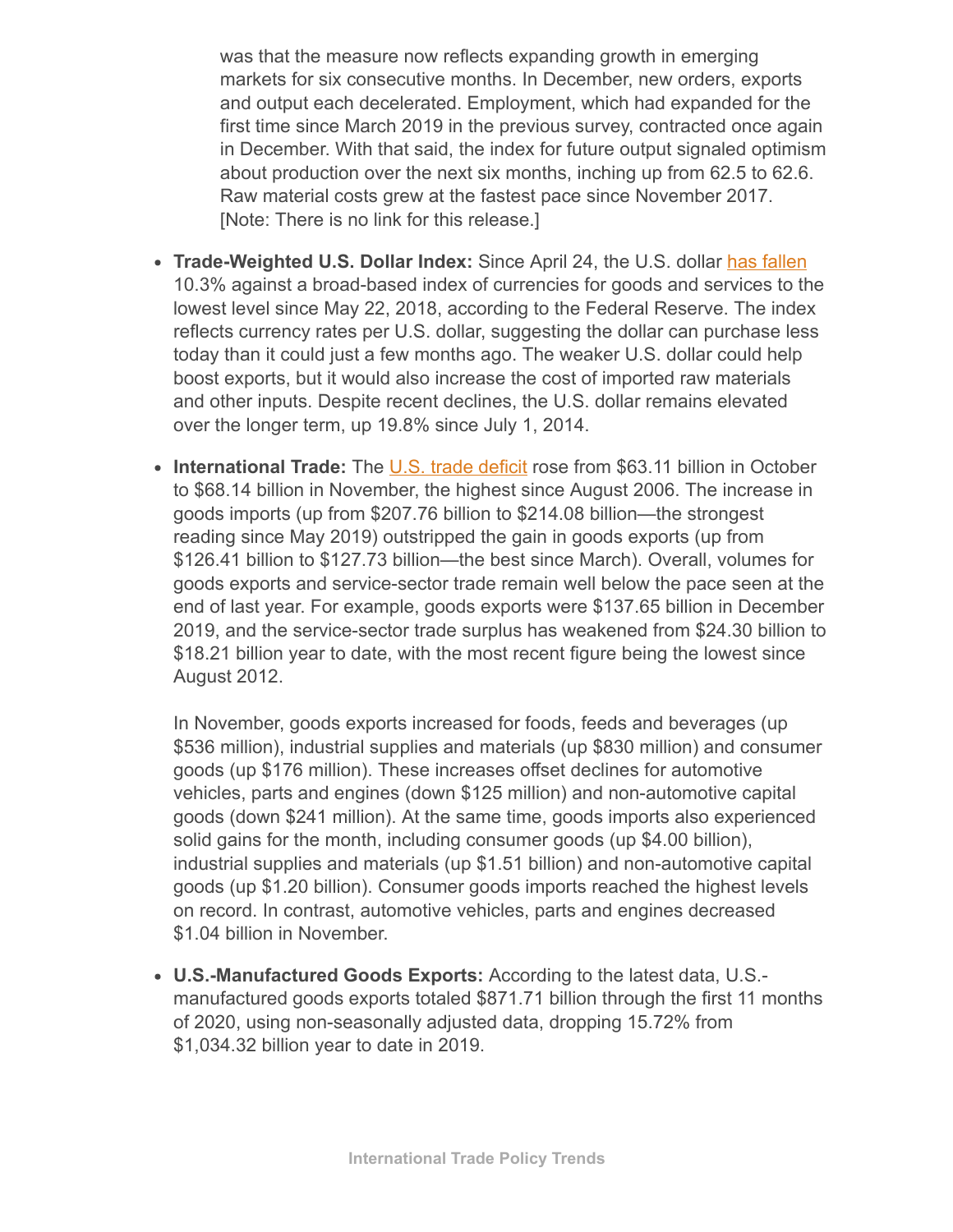was that the measure now reflects expanding growth in emerging markets for six consecutive months. In December, new orders, exports and output each decelerated. Employment, which had expanded for the first time since March 2019 in the previous survey, contracted once again in December. With that said, the index for future output signaled optimism about production over the next six months, inching up from 62.5 to 62.6. Raw material costs grew at the fastest pace since November 2017. [Note: There is no link for this release.]

- **Trade-Weighted U.S. Dollar Index:** Since April 24, the U.S. dollar has fallen 10.3% against a broad-based index of currencies for goods and services to the lowest level since May 22, 2018, according to the Federal Reserve. The index reflects currency rates per U.S. dollar, suggesting the dollar can purchase less today than it could just a few months ago. The weaker U.S. dollar could help boost exports, but it would also increase the cost of imported raw materials and other inputs. Despite recent declines, the U.S. dollar remains elevated over the longer term, up 19.8% since July 1, 2014.

- **International Trade:** The U.S. trade deficit rose from $63.11 billion in October to $68.14 billion in November, the highest since August 2006. The increase in goods imports (up from $207.76 billion to $214.08 billion—the strongest reading since May 2019) outstripped the gain in goods exports (up from $126.41 billion to $127.73 billion—the best since March). Overall, volumes for goods exports and service-sector trade remain well below the pace seen at the end of last year. For example, goods exports were $137.65 billion in December 2019, and the service-sector trade surplus has weakened from $24.30 billion to $18.21 billion year to date, with the most recent figure being the lowest since August 2012.

  In November, goods exports increased for foods, feeds and beverages (up $536 million), industrial supplies and materials (up $830 million) and consumer goods (up $176 million). These increases offset declines for automotive vehicles, parts and engines (down $125 million) and non-automotive capital goods (down $241 million). At the same time, goods imports also experienced solid gains for the month, including consumer goods (up $4.00 billion), industrial supplies and materials (up $1.51 billion) and non-automotive capital goods (up $1.20 billion). Consumer goods imports reached the highest levels on record. In contrast, automotive vehicles, parts and engines decreased $1.04 billion in November.

- **U.S.-Manufactured Goods Exports:** According to the latest data, U.S.-manufactured goods exports totaled $871.71 billion through the first 11 months of 2020, using non-seasonally adjusted data, dropping 15.72% from $1,034.32 billion year to date in 2019.

International Trade Policy Trends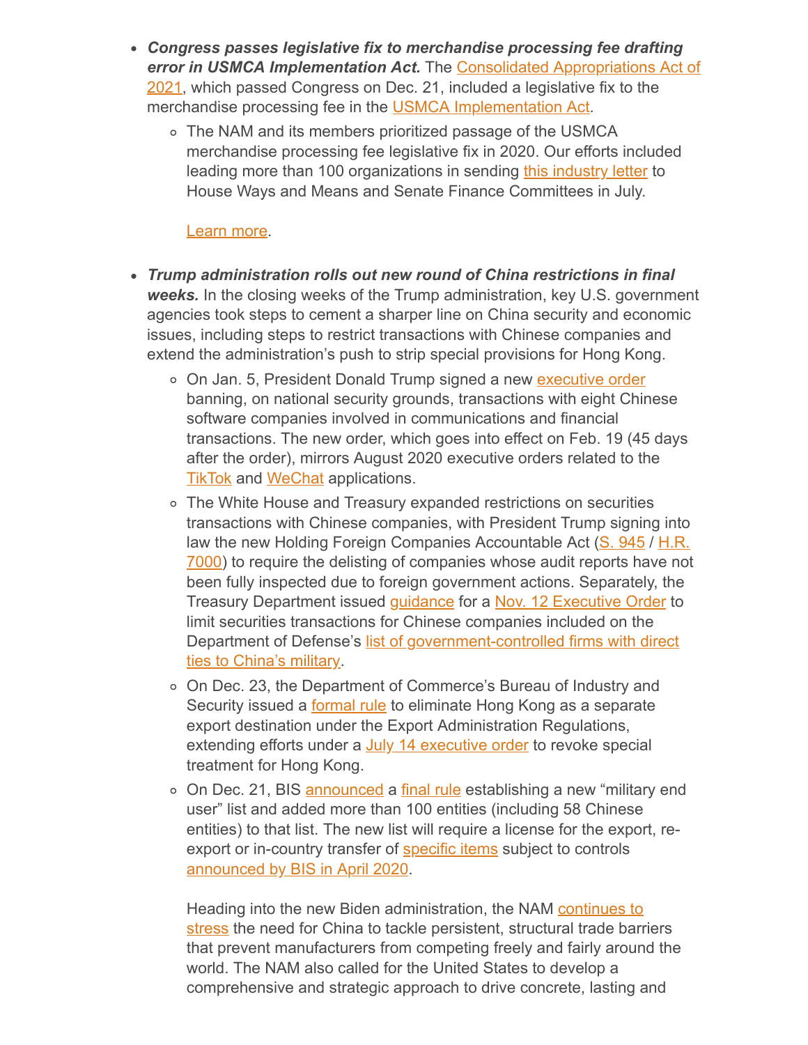- ***Congress passes legislative fix to merchandise processing fee drafting error in USMCA Implementation Act.*** The Consolidated Appropriations Act of 2021, which passed Congress on Dec. 21, included a legislative fix to the merchandise processing fee in the USMCA Implementation Act.
  - The NAM and its members prioritized passage of the USMCA merchandise processing fee legislative fix in 2020. Our efforts included leading more than 100 organizations in sending this industry letter to House Ways and Means and Senate Finance Committees in July.

    Learn more.

- ***Trump administration rolls out new round of China restrictions in final weeks.*** In the closing weeks of the Trump administration, key U.S. government agencies took steps to cement a sharper line on China security and economic issues, including steps to restrict transactions with Chinese companies and extend the administration's push to strip special provisions for Hong Kong.
  - On Jan. 5, President Donald Trump signed a new executive order banning, on national security grounds, transactions with eight Chinese software companies involved in communications and financial transactions. The new order, which goes into effect on Feb. 19 (45 days after the order), mirrors August 2020 executive orders related to the TikTok and WeChat applications.
  - The White House and Treasury expanded restrictions on securities transactions with Chinese companies, with President Trump signing into law the new Holding Foreign Companies Accountable Act (S. 945 / H.R. 7000) to require the delisting of companies whose audit reports have not been fully inspected due to foreign government actions. Separately, the Treasury Department issued guidance for a Nov. 12 Executive Order to limit securities transactions for Chinese companies included on the Department of Defense's list of government-controlled firms with direct ties to China's military.
  - On Dec. 23, the Department of Commerce's Bureau of Industry and Security issued a formal rule to eliminate Hong Kong as a separate export destination under the Export Administration Regulations, extending efforts under a July 14 executive order to revoke special treatment for Hong Kong.
  - On Dec. 21, BIS announced a final rule establishing a new "military end user" list and added more than 100 entities (including 58 Chinese entities) to that list. The new list will require a license for the export, re-export or in-country transfer of specific items subject to controls announced by BIS in April 2020.

    Heading into the new Biden administration, the NAM continues to stress the need for China to tackle persistent, structural trade barriers that prevent manufacturers from competing freely and fairly around the world. The NAM also called for the United States to develop a comprehensive and strategic approach to drive concrete, lasting and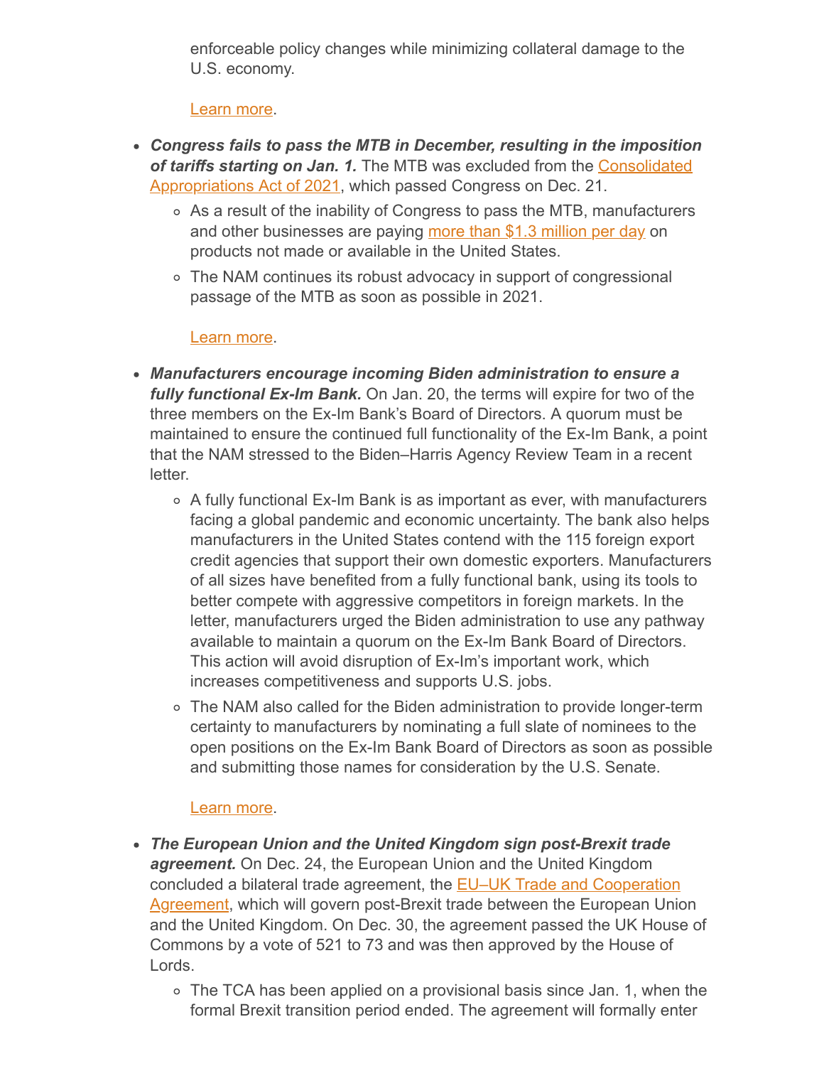enforceable policy changes while minimizing collateral damage to the U.S. economy.

  Learn more.

- ***Congress fails to pass the MTB in December, resulting in the imposition of tariffs starting on Jan. 1.*** The MTB was excluded from the Consolidated Appropriations Act of 2021, which passed Congress on Dec. 21.
  - As a result of the inability of Congress to pass the MTB, manufacturers and other businesses are paying more than $1.3 million per day on products not made or available in the United States.
  - The NAM continues its robust advocacy in support of congressional passage of the MTB as soon as possible in 2021.

  Learn more.

- ***Manufacturers encourage incoming Biden administration to ensure a fully functional Ex-Im Bank.*** On Jan. 20, the terms will expire for two of the three members on the Ex-Im Bank's Board of Directors. A quorum must be maintained to ensure the continued full functionality of the Ex-Im Bank, a point that the NAM stressed to the Biden–Harris Agency Review Team in a recent letter.
  - A fully functional Ex-Im Bank is as important as ever, with manufacturers facing a global pandemic and economic uncertainty. The bank also helps manufacturers in the United States contend with the 115 foreign export credit agencies that support their own domestic exporters. Manufacturers of all sizes have benefited from a fully functional bank, using its tools to better compete with aggressive competitors in foreign markets. In the letter, manufacturers urged the Biden administration to use any pathway available to maintain a quorum on the Ex-Im Bank Board of Directors. This action will avoid disruption of Ex-Im's important work, which increases competitiveness and supports U.S. jobs.
  - The NAM also called for the Biden administration to provide longer-term certainty to manufacturers by nominating a full slate of nominees to the open positions on the Ex-Im Bank Board of Directors as soon as possible and submitting those names for consideration by the U.S. Senate.

  Learn more.

- ***The European Union and the United Kingdom sign post-Brexit trade agreement.*** On Dec. 24, the European Union and the United Kingdom concluded a bilateral trade agreement, the EU–UK Trade and Cooperation Agreement, which will govern post-Brexit trade between the European Union and the United Kingdom. On Dec. 30, the agreement passed the UK House of Commons by a vote of 521 to 73 and was then approved by the House of Lords.
  - The TCA has been applied on a provisional basis since Jan. 1, when the formal Brexit transition period ended. The agreement will formally enter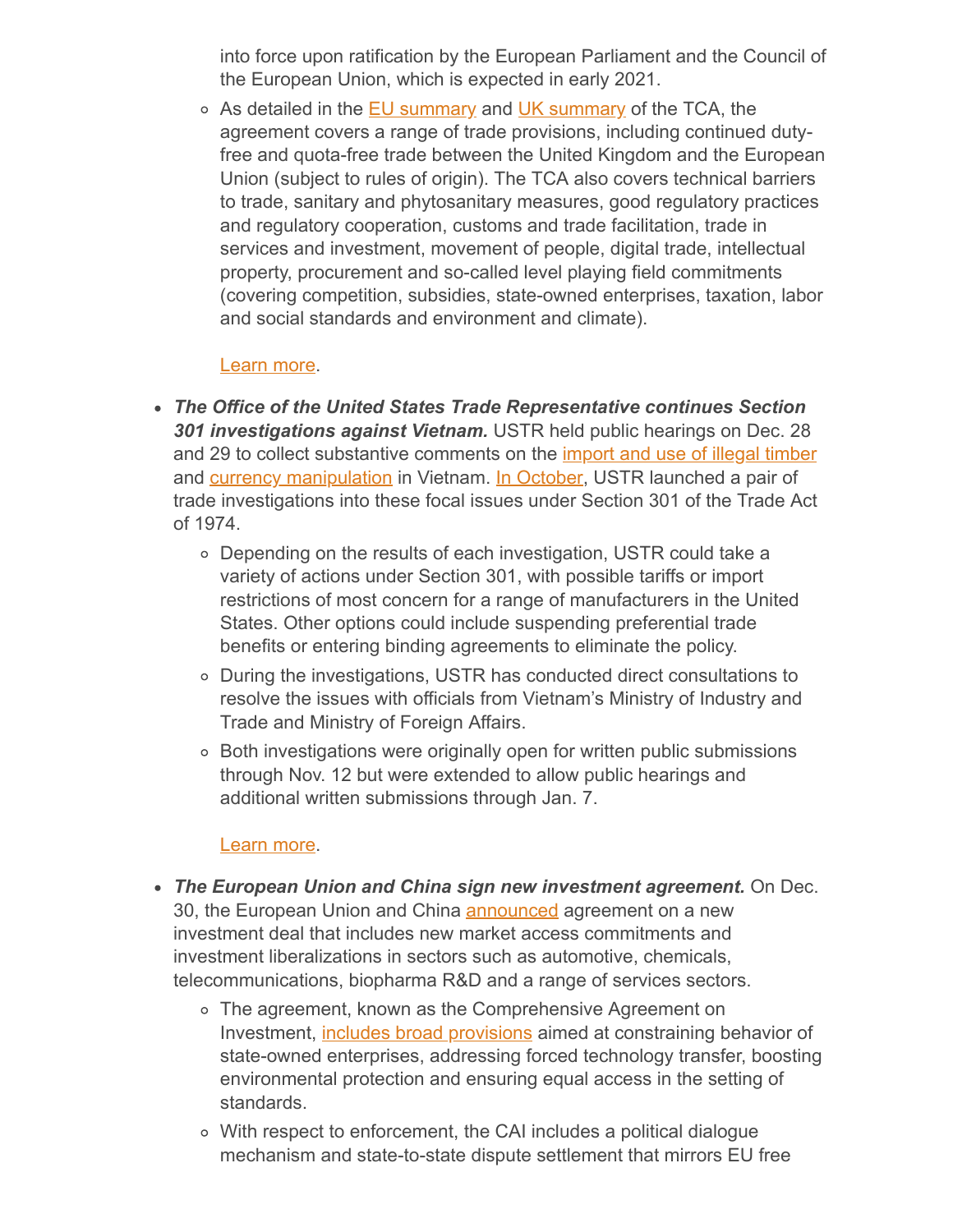into force upon ratification by the European Parliament and the Council of the European Union, which is expected in early 2021.

  - As detailed in the EU summary and UK summary of the TCA, the agreement covers a range of trade provisions, including continued duty-free and quota-free trade between the United Kingdom and the European Union (subject to rules of origin). The TCA also covers technical barriers to trade, sanitary and phytosanitary measures, good regulatory practices and regulatory cooperation, customs and trade facilitation, trade in services and investment, movement of people, digital trade, intellectual property, procurement and so-called level playing field commitments (covering competition, subsidies, state-owned enterprises, taxation, labor and social standards and environment and climate).

    Learn more.

- ***The Office of the United States Trade Representative continues Section 301 investigations against Vietnam.*** USTR held public hearings on Dec. 28 and 29 to collect substantive comments on the import and use of illegal timber and currency manipulation in Vietnam. In October, USTR launched a pair of trade investigations into these focal issues under Section 301 of the Trade Act of 1974.
  - Depending on the results of each investigation, USTR could take a variety of actions under Section 301, with possible tariffs or import restrictions of most concern for a range of manufacturers in the United States. Other options could include suspending preferential trade benefits or entering binding agreements to eliminate the policy.
  - During the investigations, USTR has conducted direct consultations to resolve the issues with officials from Vietnam's Ministry of Industry and Trade and Ministry of Foreign Affairs.
  - Both investigations were originally open for written public submissions through Nov. 12 but were extended to allow public hearings and additional written submissions through Jan. 7.

    Learn more.

- ***The European Union and China sign new investment agreement.*** On Dec. 30, the European Union and China announced agreement on a new investment deal that includes new market access commitments and investment liberalizations in sectors such as automotive, chemicals, telecommunications, biopharma R&D and a range of services sectors.
  - The agreement, known as the Comprehensive Agreement on Investment, includes broad provisions aimed at constraining behavior of state-owned enterprises, addressing forced technology transfer, boosting environmental protection and ensuring equal access in the setting of standards.
  - With respect to enforcement, the CAI includes a political dialogue mechanism and state-to-state dispute settlement that mirrors EU free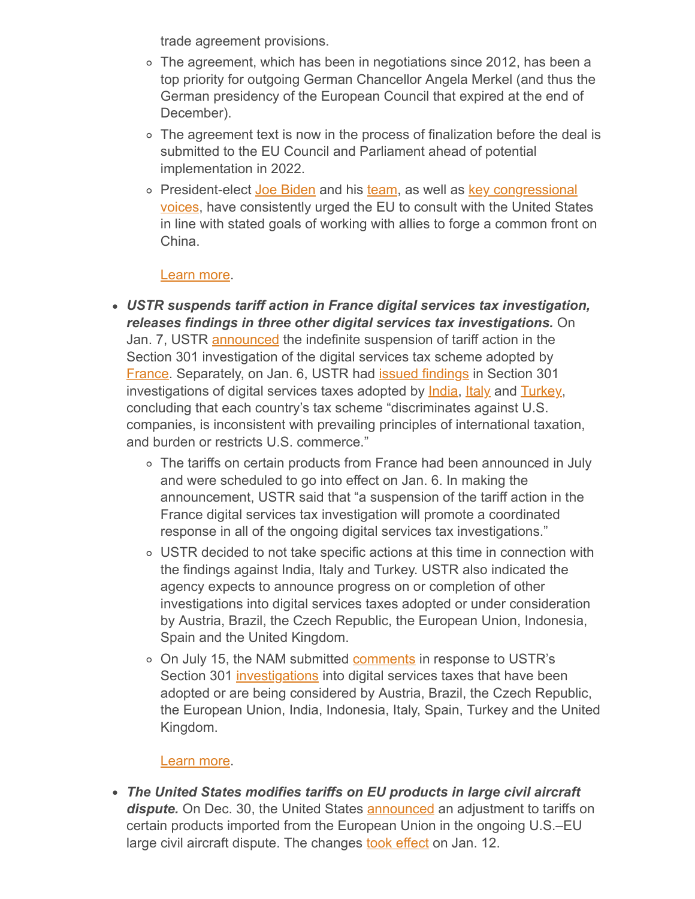trade agreement provisions.

  - The agreement, which has been in negotiations since 2012, has been a top priority for outgoing German Chancellor Angela Merkel (and thus the German presidency of the European Council that expired at the end of December).
  - The agreement text is now in the process of finalization before the deal is submitted to the EU Council and Parliament ahead of potential implementation in 2022.
  - President-elect Joe Biden and his team, as well as key congressional voices, have consistently urged the EU to consult with the United States in line with stated goals of working with allies to forge a common front on China.

    Learn more.

- ***USTR suspends tariff action in France digital services tax investigation, releases findings in three other digital services tax investigations.*** On Jan. 7, USTR announced the indefinite suspension of tariff action in the Section 301 investigation of the digital services tax scheme adopted by France. Separately, on Jan. 6, USTR had issued findings in Section 301 investigations of digital services taxes adopted by India, Italy and Turkey, concluding that each country's tax scheme "discriminates against U.S. companies, is inconsistent with prevailing principles of international taxation, and burden or restricts U.S. commerce."
  - The tariffs on certain products from France had been announced in July and were scheduled to go into effect on Jan. 6. In making the announcement, USTR said that "a suspension of the tariff action in the France digital services tax investigation will promote a coordinated response in all of the ongoing digital services tax investigations."
  - USTR decided to not take specific actions at this time in connection with the findings against India, Italy and Turkey. USTR also indicated the agency expects to announce progress on or completion of other investigations into digital services taxes adopted or under consideration by Austria, Brazil, the Czech Republic, the European Union, Indonesia, Spain and the United Kingdom.
  - On July 15, the NAM submitted comments in response to USTR's Section 301 investigations into digital services taxes that have been adopted or are being considered by Austria, Brazil, the Czech Republic, the European Union, India, Indonesia, Italy, Spain, Turkey and the United Kingdom.

    Learn more.

- ***The United States modifies tariffs on EU products in large civil aircraft dispute.*** On Dec. 30, the United States announced an adjustment to tariffs on certain products imported from the European Union in the ongoing U.S.–EU large civil aircraft dispute. The changes took effect on Jan. 12.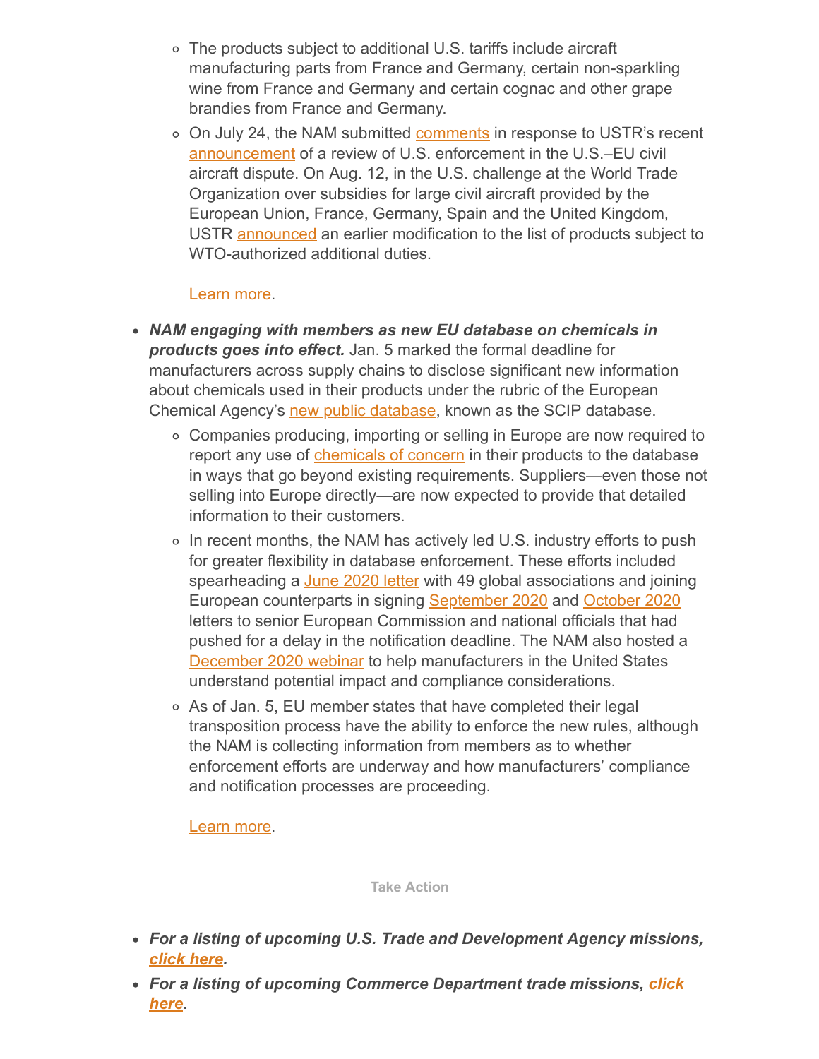- The products subject to additional U.S. tariffs include aircraft manufacturing parts from France and Germany, certain non-sparkling wine from France and Germany and certain cognac and other grape brandies from France and Germany.
- On July 24, the NAM submitted comments in response to USTR's recent announcement of a review of U.S. enforcement in the U.S.–EU civil aircraft dispute. On Aug. 12, in the U.S. challenge at the World Trade Organization over subsidies for large civil aircraft provided by the European Union, France, Germany, Spain and the United Kingdom, USTR announced an earlier modification to the list of products subject to WTO-authorized additional duties.

  Learn more.

- ***NAM engaging with members as new EU database on chemicals in products goes into effect.*** Jan. 5 marked the formal deadline for manufacturers across supply chains to disclose significant new information about chemicals used in their products under the rubric of the European Chemical Agency's new public database, known as the SCIP database.
  - Companies producing, importing or selling in Europe are now required to report any use of chemicals of concern in their products to the database in ways that go beyond existing requirements. Suppliers—even those not selling into Europe directly—are now expected to provide that detailed information to their customers.
  - In recent months, the NAM has actively led U.S. industry efforts to push for greater flexibility in database enforcement. These efforts included spearheading a June 2020 letter with 49 global associations and joining European counterparts in signing September 2020 and October 2020 letters to senior European Commission and national officials that had pushed for a delay in the notification deadline. The NAM also hosted a December 2020 webinar to help manufacturers in the United States understand potential impact and compliance considerations.
  - As of Jan. 5, EU member states that have completed their legal transposition process have the ability to enforce the new rules, although the NAM is collecting information from members as to whether enforcement efforts are underway and how manufacturers' compliance and notification processes are proceeding.

  Learn more.

**Take Action**

- ***For a listing of upcoming U.S. Trade and Development Agency missions, click here.***
- ***For a listing of upcoming Commerce Department trade missions, click here.***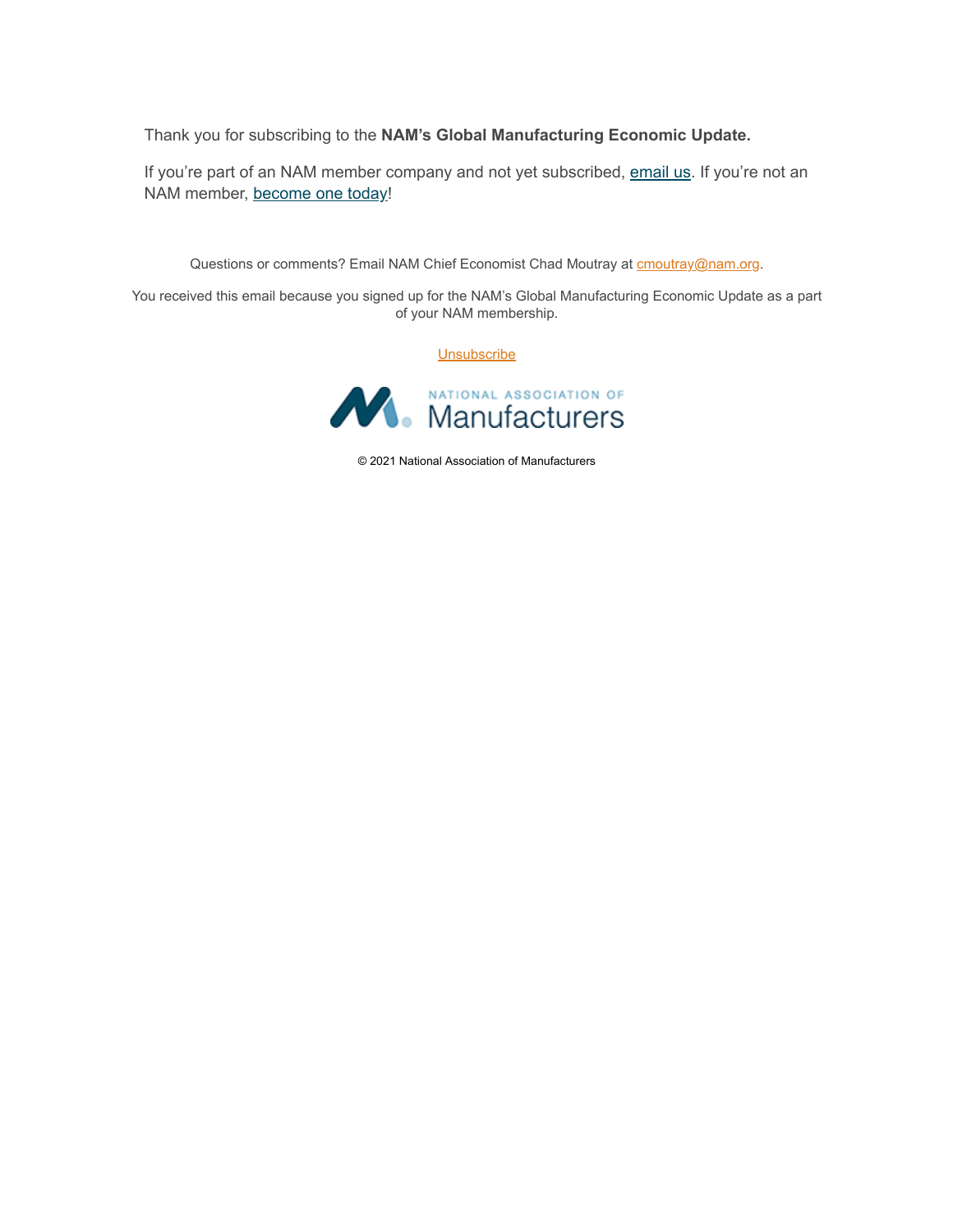Thank you for subscribing to the **NAM's Global Manufacturing Economic Update.**

If you're part of an NAM member company and not yet subscribed, email us. If you're not an NAM member, become one today!

Questions or comments? Email NAM Chief Economist Chad Moutray at cmoutray@nam.org.

You received this email because you signed up for the NAM's Global Manufacturing Economic Update as a part of your NAM membership.

Unsubscribe

NATIONAL ASSOCIATION OF Manufacturers

© 2021 National Association of Manufacturers